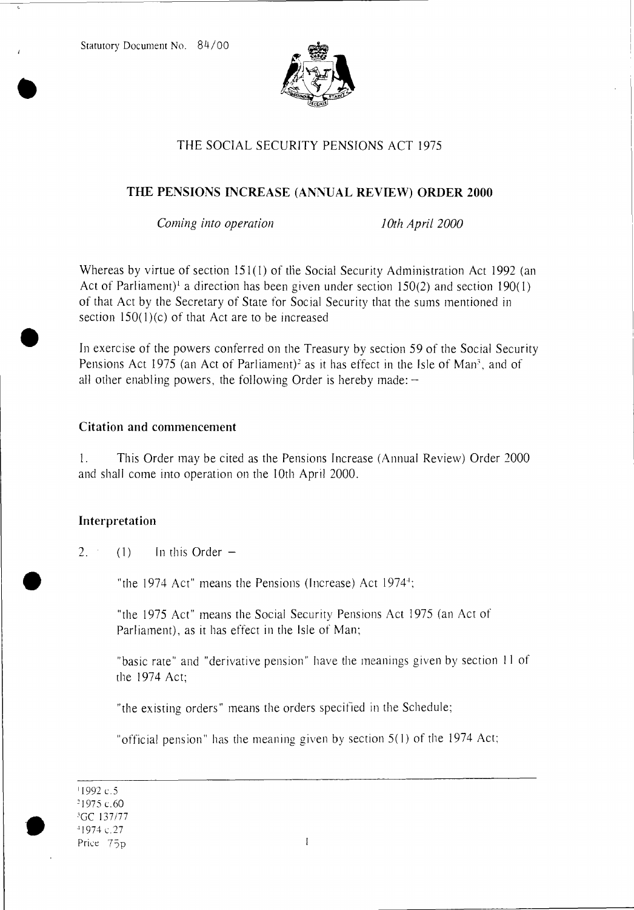Statutory Document No. 84/00

# THE SOCIAL SECURITY PENSIONS ACT 1975

## THE PENSIONS INCREASE (ANNUAL REVIEW) ORDER 2000

*Coming into operation* *10th April 2000*

Whereas by virtue of section 151(1) of the Social Security Administration Act 1992 (an Act of Parliament)[1] a direction has been given under section 150(2) and section 190(1) of that Act by the Secretary of State for Social Security that the sums mentioned in section 150(1)(c) of that Act are to be increased

In exercise of the powers conferred on the Treasury by section 59 of the Social Security Pensions Act 1975 (an Act of Parliament)[2] as it has effect in the Isle of Man[3], and of all other enabling powers, the following Order is hereby made: –

### Citation and commencement

1. This Order may be cited as the Pensions Increase (Annual Review) Order 2000 and shall come into operation on the 10th April 2000.

### Interpretation

2. (1) In this Order –

"the 1974 Act" means the Pensions (Increase) Act 1974[4];

"the 1975 Act" means the Social Security Pensions Act 1975 (an Act of Parliament), as it has effect in the Isle of Man;

"basic rate" and "derivative pension" have the meanings given by section 11 of the 1974 Act;

"the existing orders" means the orders specified in the Schedule;

"official pension" has the meaning given by section 5(1) of the 1974 Act;

---

[1] 1992 c.5
[2] 1975 c.60
[3] GC 137/77
[4] 1974 c.27

Price 75p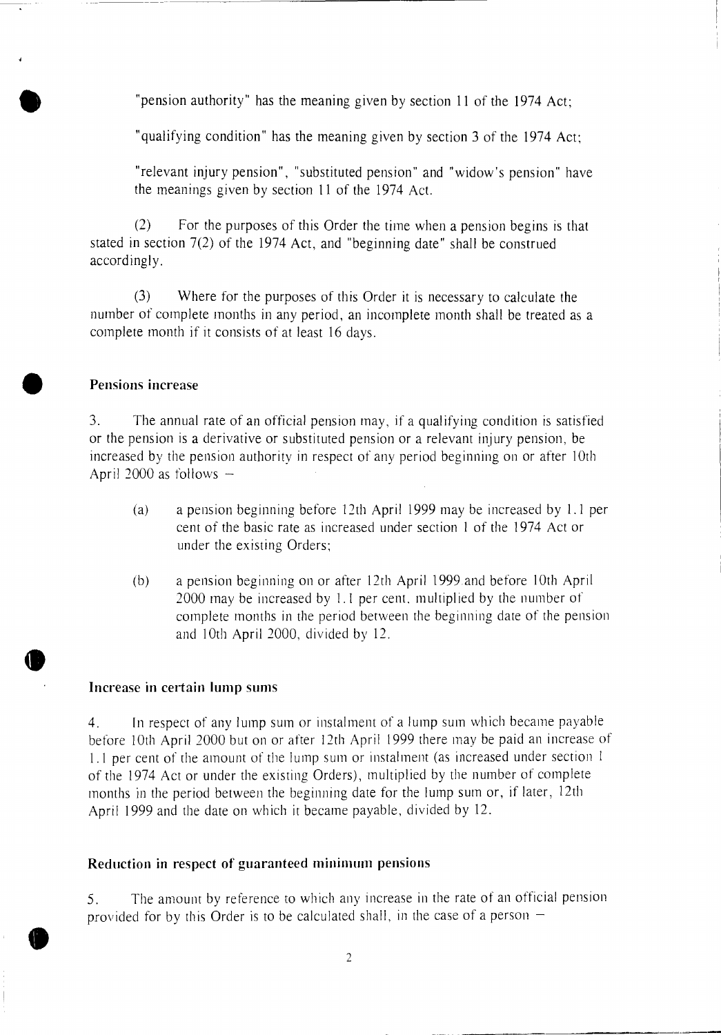"pension authority" has the meaning given by section 11 of the 1974 Act;

"qualifying condition" has the meaning given by section 3 of the 1974 Act;

"relevant injury pension", "substituted pension" and "widow's pension" have the meanings given by section 11 of the 1974 Act.

(2) For the purposes of this Order the time when a pension begins is that stated in section 7(2) of the 1974 Act, and "beginning date" shall be construed accordingly.

(3) Where for the purposes of this Order it is necessary to calculate the number of complete months in any period, an incomplete month shall be treated as a complete month if it consists of at least 16 days.

**Pensions increase**

3. The annual rate of an official pension may, if a qualifying condition is satisfied or the pension is a derivative or substituted pension or a relevant injury pension, be increased by the pension authority in respect of any period beginning on or after 10th April 2000 as follows –

(a) a pension beginning before 12th April 1999 may be increased by 1.1 per cent of the basic rate as increased under section 1 of the 1974 Act or under the existing Orders;

(b) a pension beginning on or after 12th April 1999 and before 10th April 2000 may be increased by 1.1 per cent, multiplied by the number of complete months in the period between the beginning date of the pension and 10th April 2000, divided by 12.

**Increase in certain lump sums**

4. In respect of any lump sum or instalment of a lump sum which became payable before 10th April 2000 but on or after 12th April 1999 there may be paid an increase of 1.1 per cent of the amount of the lump sum or instalment (as increased under section 1 of the 1974 Act or under the existing Orders), multiplied by the number of complete months in the period between the beginning date for the lump sum or, if later, 12th April 1999 and the date on which it became payable, divided by 12.

**Reduction in respect of guaranteed minimum pensions**

5. The amount by reference to which any increase in the rate of an official pension provided for by this Order is to be calculated shall, in the case of a person –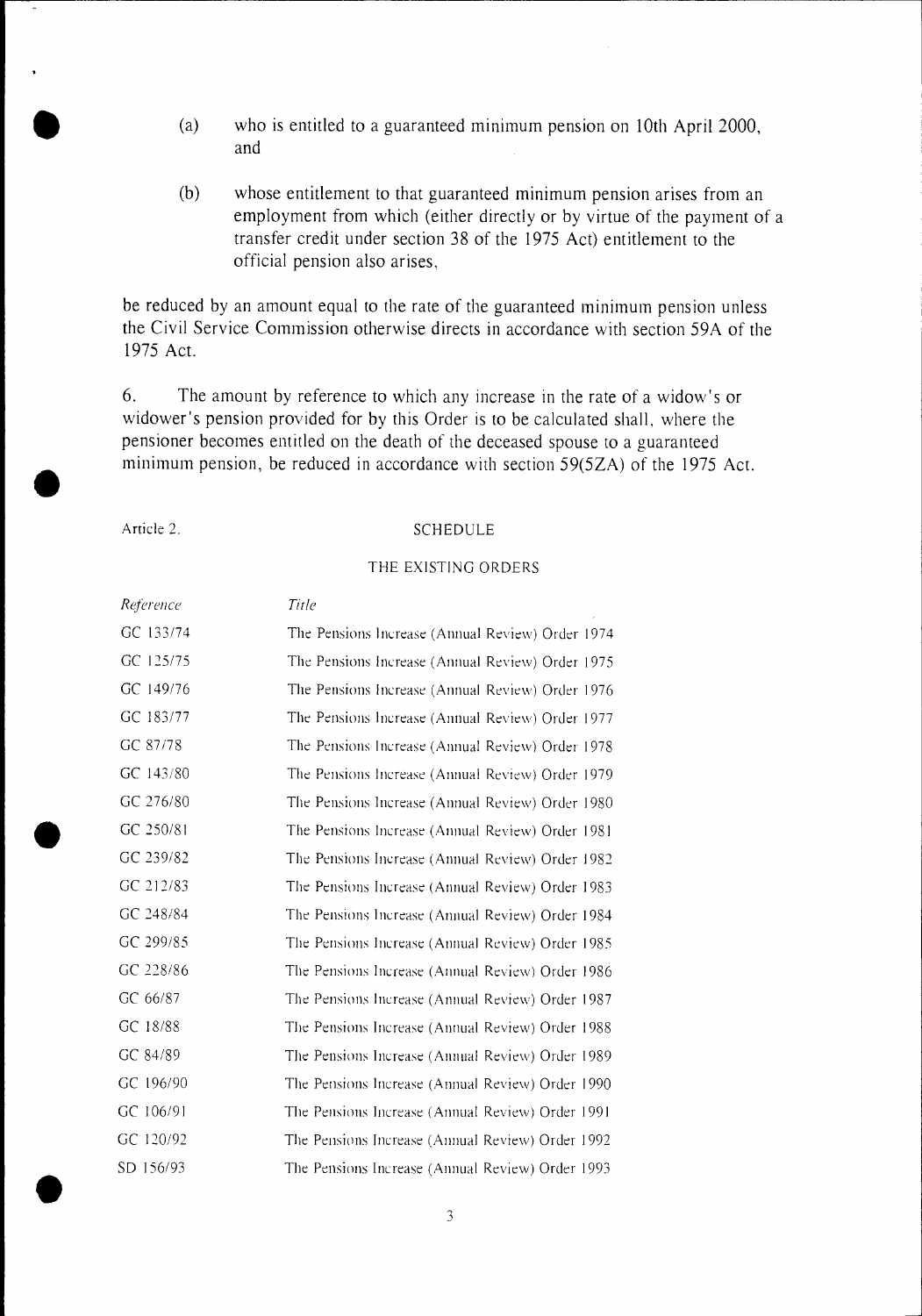(a) who is entitled to a guaranteed minimum pension on 10th April 2000, and

(b) whose entitlement to that guaranteed minimum pension arises from an employment from which (either directly or by virtue of the payment of a transfer credit under section 38 of the 1975 Act) entitlement to the official pension also arises,

be reduced by an amount equal to the rate of the guaranteed minimum pension unless the Civil Service Commission otherwise directs in accordance with section 59A of the 1975 Act.

6. The amount by reference to which any increase in the rate of a widow's or widower's pension provided for by this Order is to be calculated shall, where the pensioner becomes entitled on the death of the deceased spouse to a guaranteed minimum pension, be reduced in accordance with section 59(5ZA) of the 1975 Act.

Article 2.

## SCHEDULE

### THE EXISTING ORDERS

| *Reference* | *Title* |
|---|---|
| GC 133/74 | The Pensions Increase (Annual Review) Order 1974 |
| GC 125/75 | The Pensions Increase (Annual Review) Order 1975 |
| GC 149/76 | The Pensions Increase (Annual Review) Order 1976 |
| GC 183/77 | The Pensions Increase (Annual Review) Order 1977 |
| GC 87/78 | The Pensions Increase (Annual Review) Order 1978 |
| GC 143/80 | The Pensions Increase (Annual Review) Order 1979 |
| GC 276/80 | The Pensions Increase (Annual Review) Order 1980 |
| GC 250/81 | The Pensions Increase (Annual Review) Order 1981 |
| GC 239/82 | The Pensions Increase (Annual Review) Order 1982 |
| GC 212/83 | The Pensions Increase (Annual Review) Order 1983 |
| GC 248/84 | The Pensions Increase (Annual Review) Order 1984 |
| GC 299/85 | The Pensions Increase (Annual Review) Order 1985 |
| GC 228/86 | The Pensions Increase (Annual Review) Order 1986 |
| GC 66/87 | The Pensions Increase (Annual Review) Order 1987 |
| GC 18/88 | The Pensions Increase (Annual Review) Order 1988 |
| GC 84/89 | The Pensions Increase (Annual Review) Order 1989 |
| GC 196/90 | The Pensions Increase (Annual Review) Order 1990 |
| GC 106/91 | The Pensions Increase (Annual Review) Order 1991 |
| GC 120/92 | The Pensions Increase (Annual Review) Order 1992 |
| SD 156/93 | The Pensions Increase (Annual Review) Order 1993 |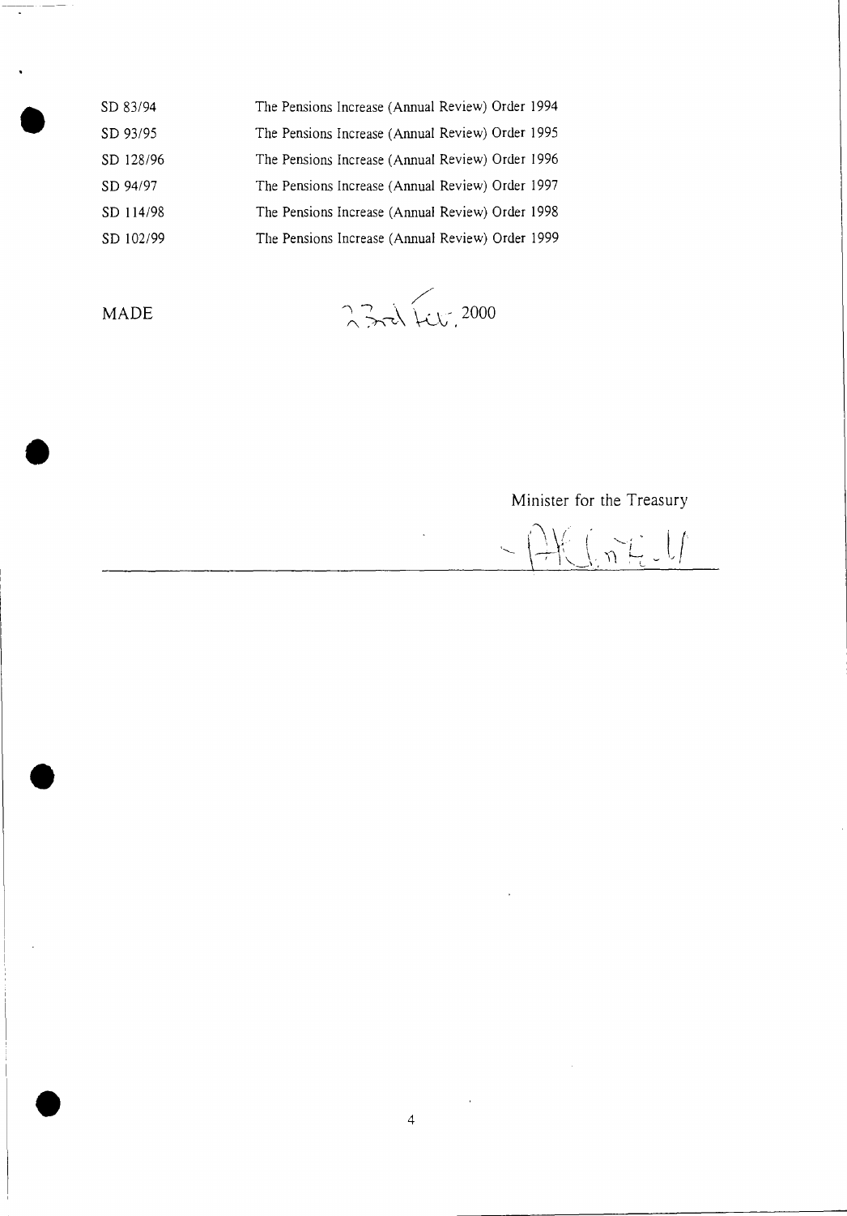| | |
|---|---|
| SD 83/94 | The Pensions Increase (Annual Review) Order 1994 |
| SD 93/95 | The Pensions Increase (Annual Review) Order 1995 |
| SD 128/96 | The Pensions Increase (Annual Review) Order 1996 |
| SD 94/97 | The Pensions Increase (Annual Review) Order 1997 |
| SD 114/98 | The Pensions Increase (Annual Review) Order 1998 |
| SD 102/99 | The Pensions Increase (Annual Review) Order 1999 |

MADE 23rd Feb. 2000

Minister for the Treasury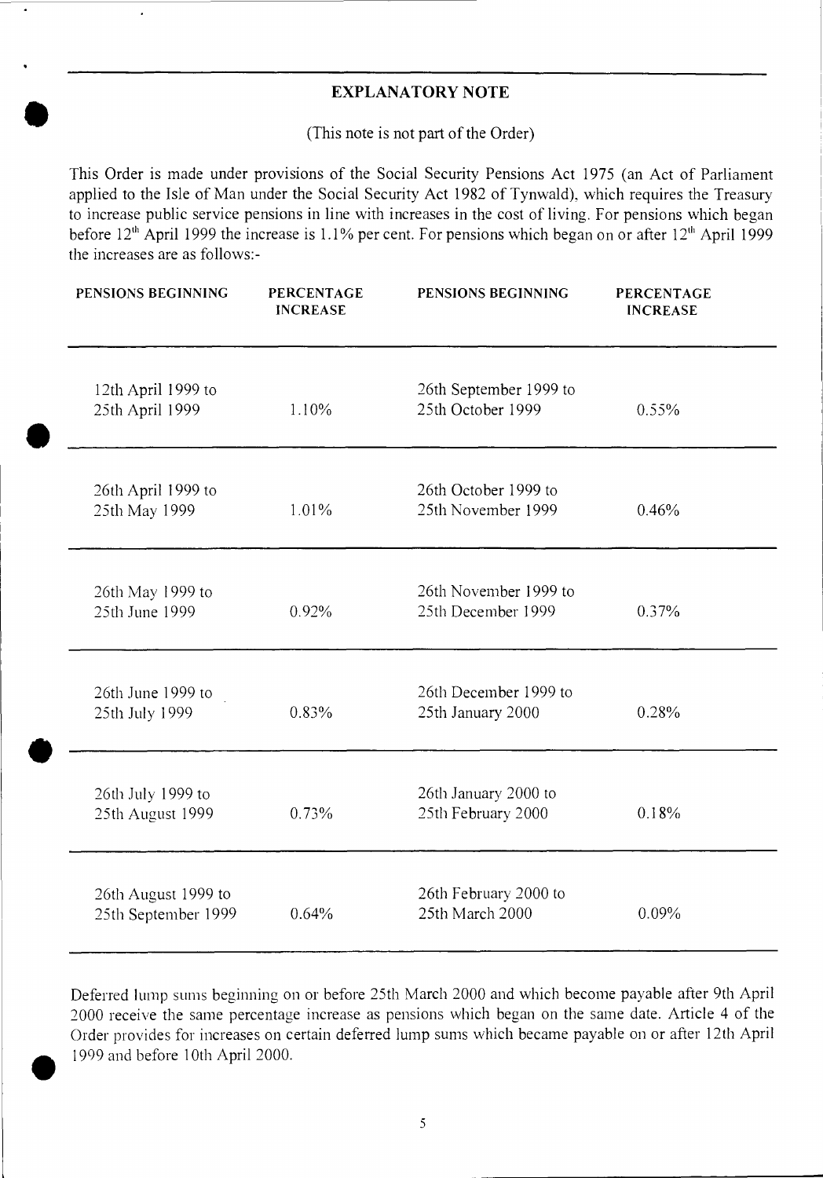## EXPLANATORY NOTE

(This note is not part of the Order)

This Order is made under provisions of the Social Security Pensions Act 1975 (an Act of Parliament applied to the Isle of Man under the Social Security Act 1982 of Tynwald), which requires the Treasury to increase public service pensions in line with increases in the cost of living. For pensions which began before 12th April 1999 the increase is 1.1% per cent. For pensions which began on or after 12th April 1999 the increases are as follows:-

| PENSIONS BEGINNING | PERCENTAGE INCREASE | PENSIONS BEGINNING | PERCENTAGE INCREASE |
|---|---|---|---|
| 12th April 1999 to 25th April 1999 | 1.10% | 26th September 1999 to 25th October 1999 | 0.55% |
| 26th April 1999 to 25th May 1999 | 1.01% | 26th October 1999 to 25th November 1999 | 0.46% |
| 26th May 1999 to 25th June 1999 | 0.92% | 26th November 1999 to 25th December 1999 | 0.37% |
| 26th June 1999 to 25th July 1999 | 0.83% | 26th December 1999 to 25th January 2000 | 0.28% |
| 26th July 1999 to 25th August 1999 | 0.73% | 26th January 2000 to 25th February 2000 | 0.18% |
| 26th August 1999 to 25th September 1999 | 0.64% | 26th February 2000 to 25th March 2000 | 0.09% |

Deferred lump sums beginning on or before 25th March 2000 and which become payable after 9th April 2000 receive the same percentage increase as pensions which began on the same date. Article 4 of the Order provides for increases on certain deferred lump sums which became payable on or after 12th April 1999 and before 10th April 2000.